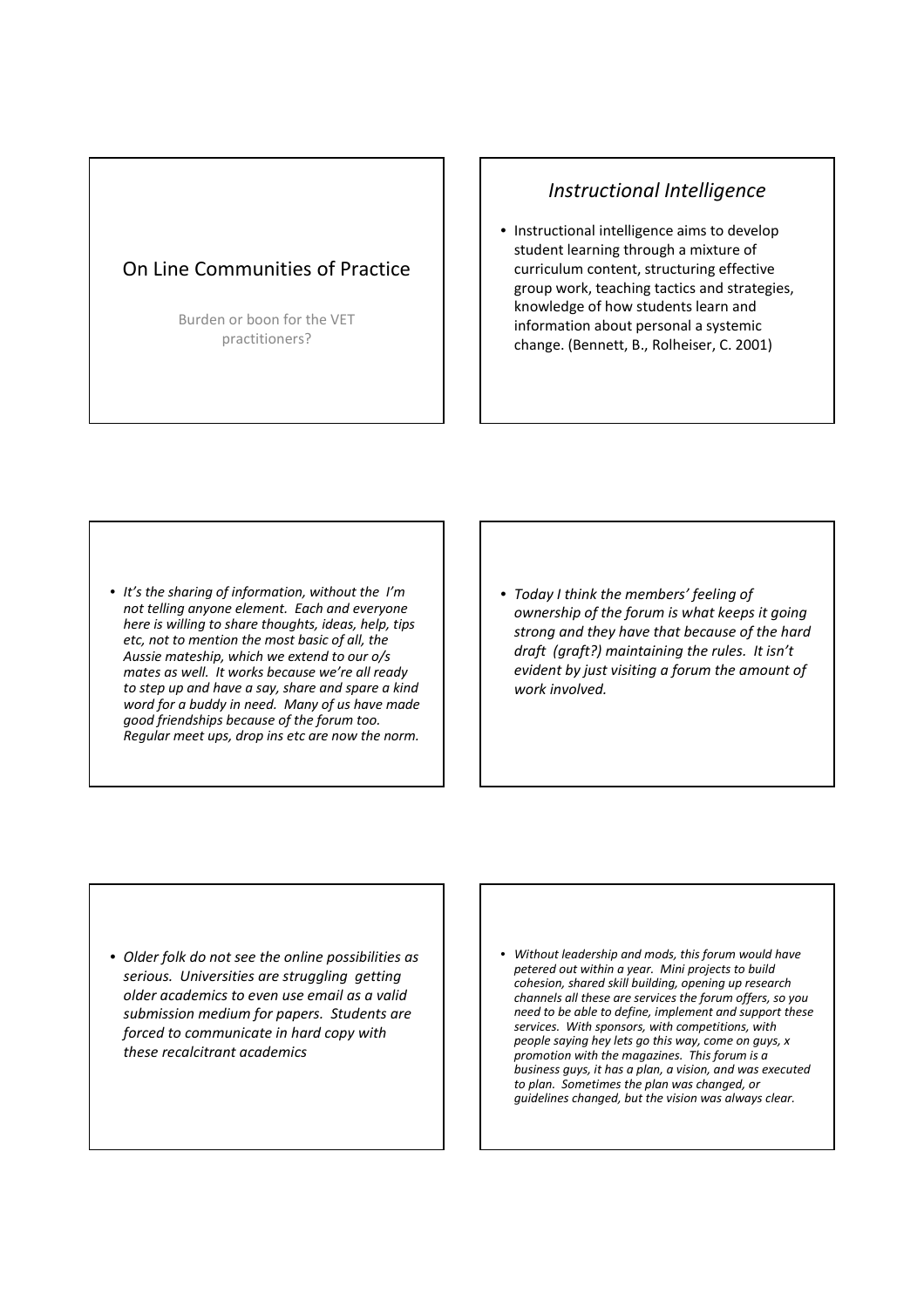# On Line Communities of Practice

Burden or boon for the VET practitioners?

## *Instructional Intelligence*

- Instructional intelligence aims to develop student learning through a mixture of curriculum content, structuring effective group work, teaching tactics and strategies, knowledge of how students learn and information about personal a systemic change. (Bennett, B., Rolheiser, C. 2001)

---

- *It's the sharing of information, without the I'm not telling anyone element. Each and everyone here is willing to share thoughts, ideas, help, tips etc, not to mention the most basic of all, the Aussie mateship, which we extend to our o/s mates as well. It works because we're all ready to step up and have a say, share and spare a kind word for a buddy in need. Many of us have made good friendships because of the forum too. Regular meet ups, drop ins etc are now the norm.*

---

- *Today I think the members' feeling of ownership of the forum is what keeps it going strong and they have that because of the hard draft (graft?) maintaining the rules. It isn't evident by just visiting a forum the amount of work involved.*

---

- *Older folk do not see the online possibilities as serious. Universities are struggling getting older academics to even use email as a valid submission medium for papers. Students are forced to communicate in hard copy with these recalcitrant academics*

---

- *Without leadership and mods, this forum would have petered out within a year. Mini projects to build cohesion, shared skill building, opening up research channels all these are services the forum offers, so you need to be able to define, implement and support these services. With sponsors, with competitions, with people saying hey lets go this way, come on guys, x promotion with the magazines. This forum is a business guys, it has a plan, a vision, and was executed to plan. Sometimes the plan was changed, or guidelines changed, but the vision was always clear.*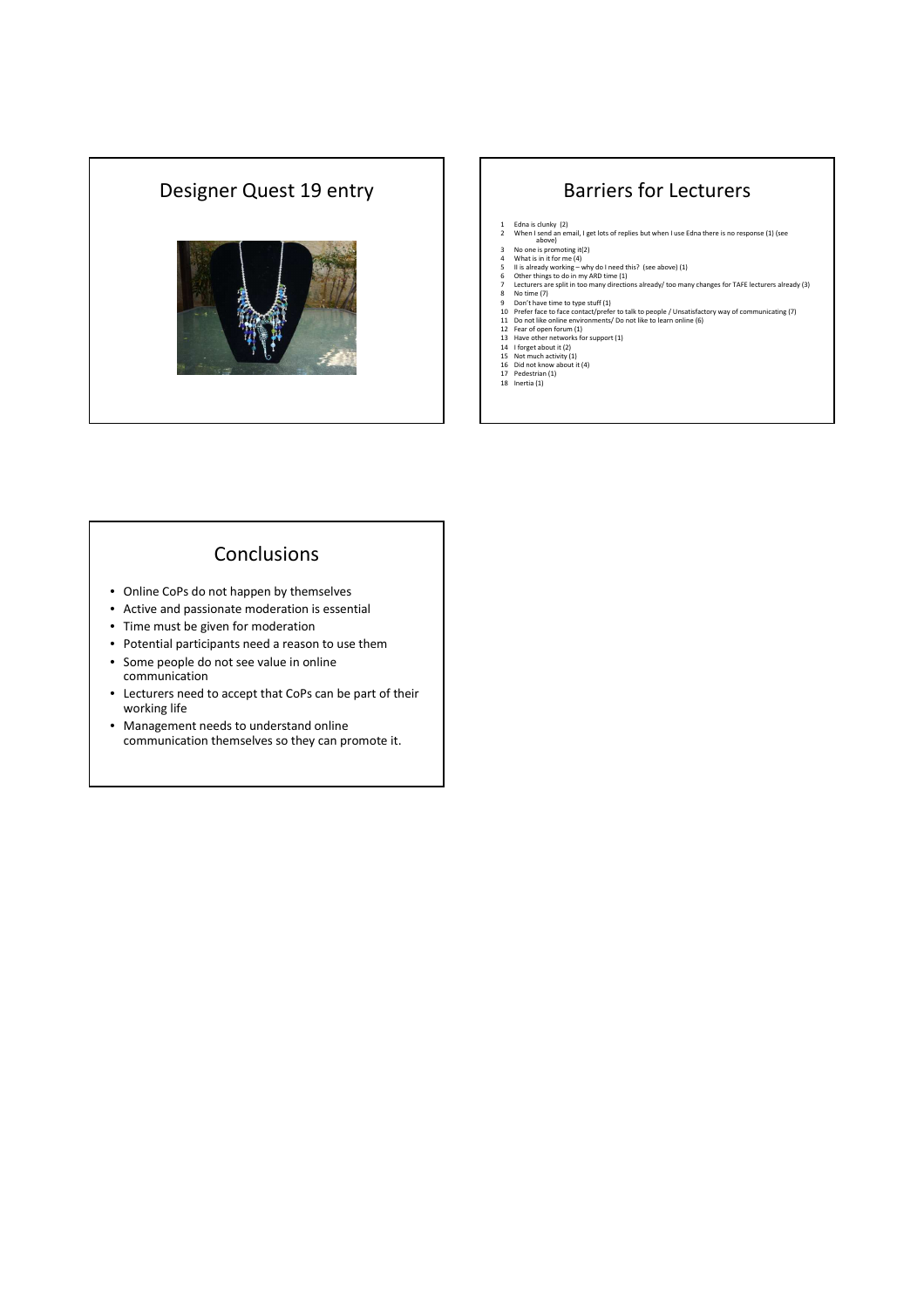## Designer Quest 19 entry

## Barriers for Lecturers

1. Edna is clunky (2)
2. When I send an email, I get lots of replies but when I use Edna there is no response (1) (see above)
3. No one is promoting it(2)
4. What is in it for me (4)
5. It is already working – why do I need this? (see above) (1)
6. Other things to do in my ARD time (1)
7. Lecturers are split in too many directions already/ too many changes for TAFE lecturers already (3)
8. No time (7)
9. Don't have time to type stuff (1)
10. Prefer face to face contact/prefer to talk to people / Unsatisfactory way of communicating (7)
11. Do not like online environments/ Do not like to learn online (6)
12. Fear of open forum (1)
13. Have other networks for support (1)
14. I forget about it (2)
15. Not much activity (1)
16. Did not know about it (4)
17. Pedestrian (1)
18. Inertia (1)

## Conclusions

- Online CoPs do not happen by themselves
- Active and passionate moderation is essential
- Time must be given for moderation
- Potential participants need a reason to use them
- Some people do not see value in online communication
- Lecturers need to accept that CoPs can be part of their working life
- Management needs to understand online communication themselves so they can promote it.